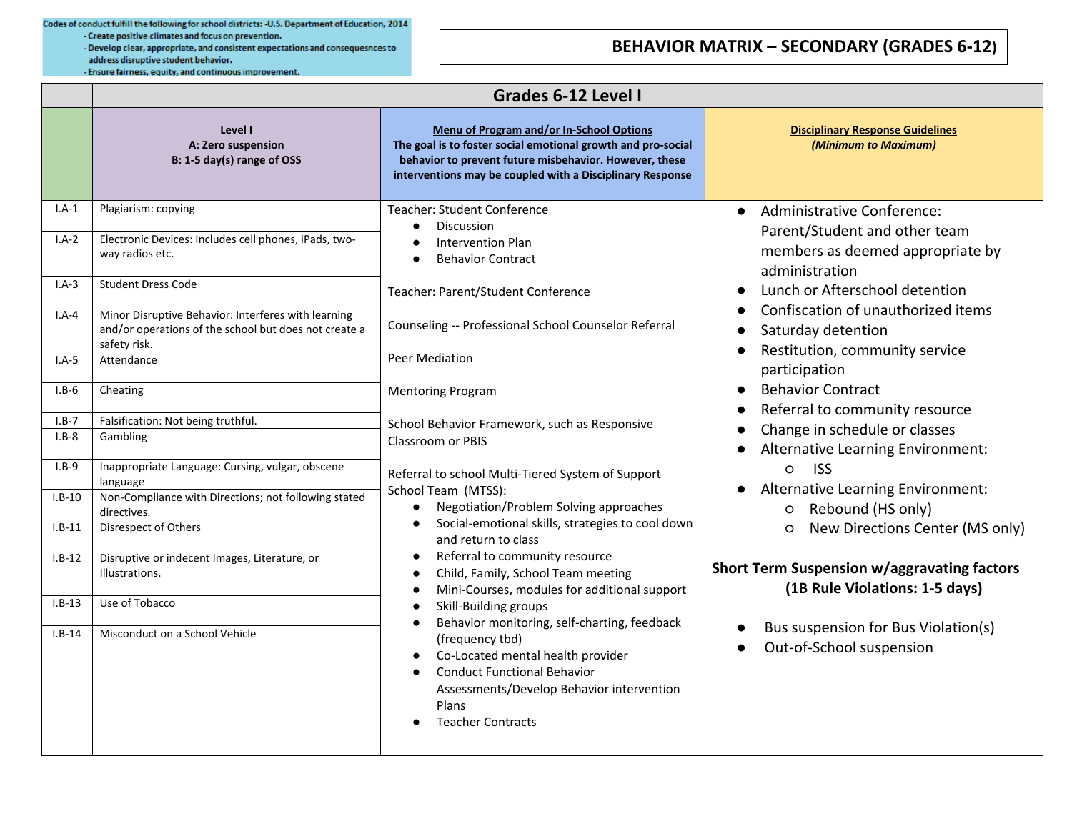Codes of conduct fulfill the following for school districts: -U.S. Department of Education, 2014
- Create positive climates and focus on prevention.
- Develop clear, appropriate, and consistent expectations and consequesnces to address disruptive student behavior.
- Ensure fairness, equity, and continuous improvement.

# BEHAVIOR MATRIX – SECONDARY (GRADES 6-12)

## Grades 6-12 Level I

| | **Level I**<br>**A: Zero suspension**<br>**B: 1-5 day(s) range of OSS** | **Menu of Program and/or In-School Options**<br>**The goal is to foster social emotional growth and pro-social behavior to prevent future misbehavior. However, these interventions may be coupled with a Disciplinary Response** | **Disciplinary Response Guidelines**<br>***(Minimum to Maximum)*** |
|---|---|---|---|
| I.A-1 | Plagiarism: copying | Teacher: Student Conference<br>● Discussion<br>● Intervention Plan<br>● Behavior Contract<br><br>Teacher: Parent/Student Conference<br><br>Counseling -- Professional School Counselor Referral<br><br>Peer Mediation<br><br>Mentoring Program<br><br>School Behavior Framework, such as Responsive Classroom or PBIS<br><br>Referral to school Multi-Tiered System of Support School Team (MTSS):<br>● Negotiation/Problem Solving approaches<br>● Social-emotional skills, strategies to cool down and return to class<br>● Referral to community resource<br>● Child, Family, School Team meeting<br>● Mini-Courses, modules for additional support<br>● Skill-Building groups<br>● Behavior monitoring, self-charting, feedback (frequency tbd)<br>● Co-Located mental health provider<br>● Conduct Functional Behavior Assessments/Develop Behavior intervention Plans<br>● Teacher Contracts | ● Administrative Conference: Parent/Student and other team members as deemed appropriate by administration<br>● Lunch or Afterschool detention<br>● Confiscation of unauthorized items<br>● Saturday detention<br>● Restitution, community service participation<br>● Behavior Contract<br>● Referral to community resource<br>● Change in schedule or classes<br>● Alternative Learning Environment:<br>○ ISS<br>● Alternative Learning Environment:<br>○ Rebound (HS only)<br>○ New Directions Center (MS only)<br><br>**Short Term Suspension w/aggravating factors (1B Rule Violations: 1-5 days)**<br><br>● Bus suspension for Bus Violation(s)<br>● Out-of-School suspension |
| I.A-2 | Electronic Devices: Includes cell phones, iPads, two-way radios etc. | | |
| I.A-3 | Student Dress Code | | |
| I.A-4 | Minor Disruptive Behavior: Interferes with learning and/or operations of the school but does not create a safety risk. | | |
| I.A-5 | Attendance | | |
| I.B-6 | Cheating | | |
| I.B-7 | Falsification: Not being truthful. | | |
| I.B-8 | Gambling | | |
| I.B-9 | Inappropriate Language: Cursing, vulgar, obscene language | | |
| I.B-10 | Non-Compliance with Directions; not following stated directives. | | |
| I.B-11 | Disrespect of Others | | |
| I.B-12 | Disruptive or indecent Images, Literature, or Illustrations. | | |
| I.B-13 | Use of Tobacco | | |
| I.B-14 | Misconduct on a School Vehicle | | |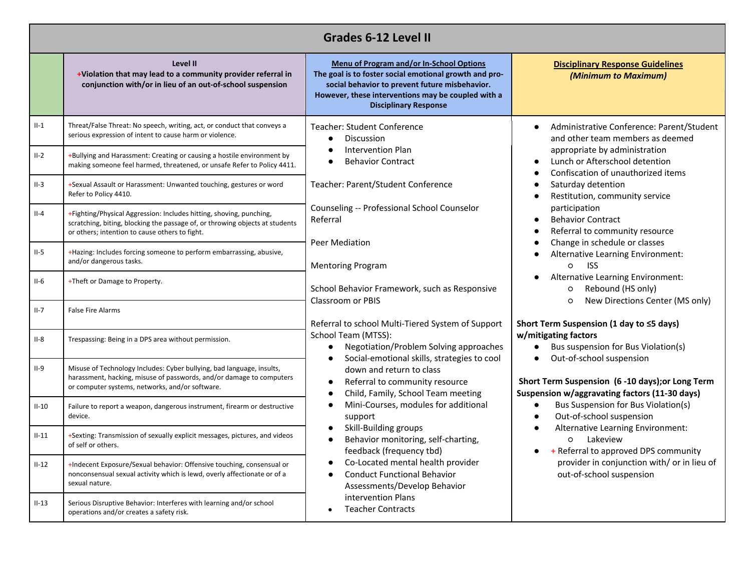## Grades 6-12 Level II

| | Level II<br>+Violation that may lead to a community provider referral in conjunction with/or in lieu of an out-of-school suspension | Menu of Program and/or In-School Options<br>The goal is to foster social emotional growth and pro-social behavior to prevent future misbehavior. However, these interventions may be coupled with a Disciplinary Response | Disciplinary Response Guidelines<br>*(Minimum to Maximum)* |
|---|---|---|---|
| II-1 | Threat/False Threat: No speech, writing, act, or conduct that conveys a serious expression of intent to cause harm or violence. | Teacher: Student Conference<br>● Discussion<br>● Intervention Plan<br>● Behavior Contract<br><br>Teacher: Parent/Student Conference<br><br>Counseling -- Professional School Counselor Referral<br><br>Peer Mediation<br><br>Mentoring Program<br><br>School Behavior Framework, such as Responsive Classroom or PBIS<br><br>Referral to school Multi-Tiered System of Support School Team (MTSS):<br>● Negotiation/Problem Solving approaches<br>● Social-emotional skills, strategies to cool down and return to class<br>● Referral to community resource<br>● Child, Family, School Team meeting<br>● Mini-Courses, modules for additional support<br>● Skill-Building groups<br>● Behavior monitoring, self-charting, feedback (frequency tbd)<br>● Co-Located mental health provider<br>● Conduct Functional Behavior Assessments/Develop Behavior intervention Plans<br>● Teacher Contracts | ● Administrative Conference: Parent/Student and other team members as deemed appropriate by administration<br>● Lunch or Afterschool detention<br>● Confiscation of unauthorized items<br>● Saturday detention<br>● Restitution, community service participation<br>● Behavior Contract<br>● Referral to community resource<br>● Change in schedule or classes<br>● Alternative Learning Environment:<br>○ ISS<br>● Alternative Learning Environment:<br>○ Rebound (HS only)<br>○ New Directions Center (MS only)<br><br>**Short Term Suspension (1 day to ≤5 days) w/mitigating factors**<br>● Bus suspension for Bus Violation(s)<br>● Out-of-school suspension<br><br>**Short Term Suspension (6 -10 days);or Long Term Suspension w/aggravating factors (11-30 days)**<br>● Bus Suspension for Bus Violation(s)<br>● Out-of-school suspension<br>● Alternative Learning Environment:<br>○ Lakeview<br>● + Referral to approved DPS community provider in conjunction with/ or in lieu of out-of-school suspension |
| II-2 | +Bullying and Harassment: Creating or causing a hostile environment by making someone feel harmed, threatened, or unsafe Refer to Policy 4411. | | |
| II-3 | +Sexual Assault or Harassment: Unwanted touching, gestures or word Refer to Policy 4410. | | |
| II-4 | +Fighting/Physical Aggression: Includes hitting, shoving, punching, scratching, biting, blocking the passage of, or throwing objects at students or others; intention to cause others to fight. | | |
| II-5 | +Hazing: Includes forcing someone to perform embarrassing, abusive, and/or dangerous tasks. | | |
| II-6 | +Theft or Damage to Property. | | |
| II-7 | False Fire Alarms | | |
| II-8 | Trespassing: Being in a DPS area without permission. | | |
| II-9 | Misuse of Technology Includes: Cyber bullying, bad language, insults, harassment, hacking, misuse of passwords, and/or damage to computers or computer systems, networks, and/or software. | | |
| II-10 | Failure to report a weapon, dangerous instrument, firearm or destructive device. | | |
| II-11 | +Sexting: Transmission of sexually explicit messages, pictures, and videos of self or others. | | |
| II-12 | +Indecent Exposure/Sexual behavior: Offensive touching, consensual or nonconsensual sexual activity which is lewd, overly affectionate or of a sexual nature. | | |
| II-13 | Serious Disruptive Behavior: Interferes with learning and/or school operations and/or creates a safety risk. | | |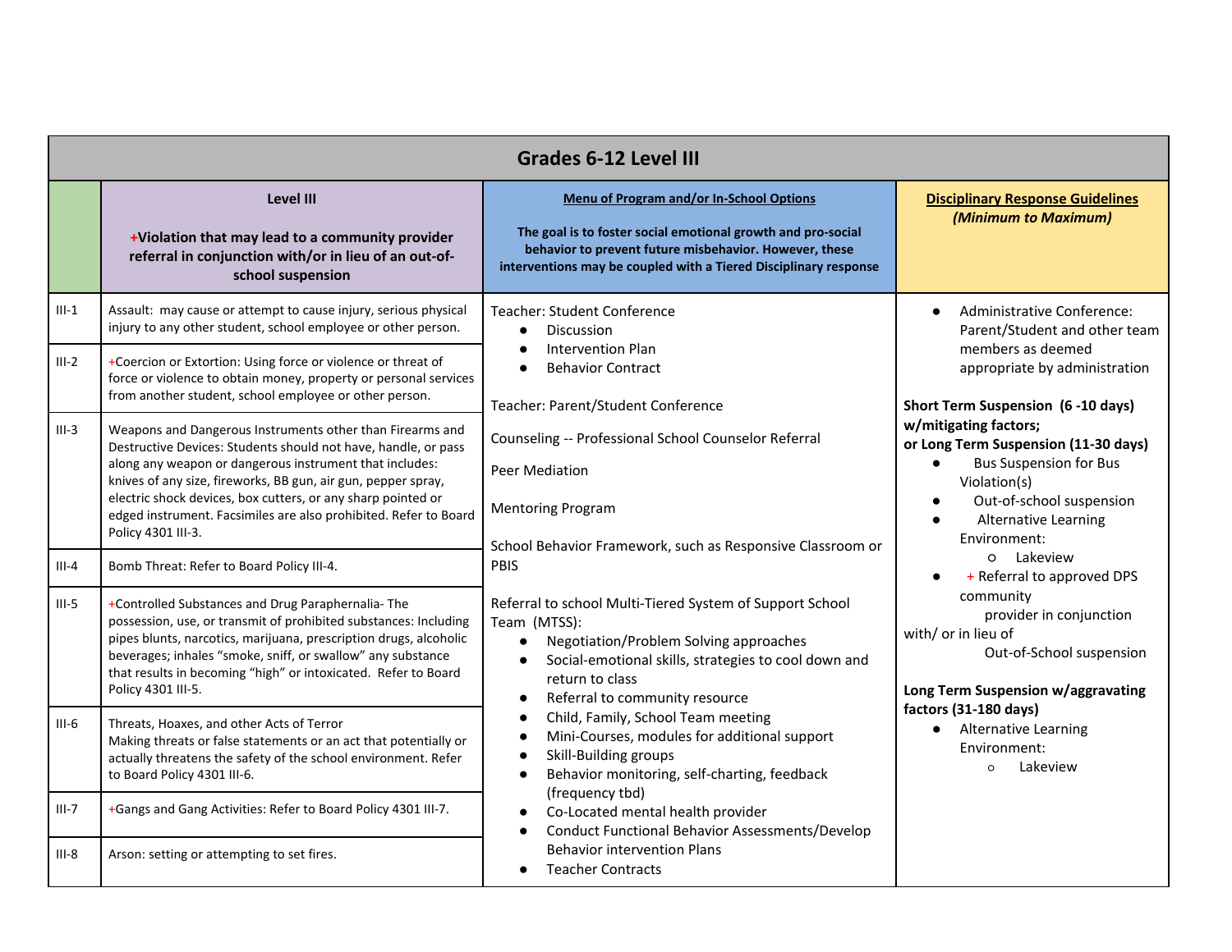## Grades 6-12 Level III

| | Level III<br><br>+Violation that may lead to a community provider referral in conjunction with/or in lieu of an out-of-school suspension | Menu of Program and/or In-School Options<br><br>**The goal is to foster social emotional growth and pro-social behavior to prevent future misbehavior. However, these interventions may be coupled with a Tiered Disciplinary response** | Disciplinary Response Guidelines<br>*(Minimum to Maximum)* |
|---|---|---|---|
| III-1 | Assault: may cause or attempt to cause injury, serious physical injury to any other student, school employee or other person. | Teacher: Student Conference<br>● Discussion<br>● Intervention Plan<br>● Behavior Contract<br><br>Teacher: Parent/Student Conference<br><br>Counseling -- Professional School Counselor Referral<br><br>Peer Mediation<br><br>Mentoring Program<br><br>School Behavior Framework, such as Responsive Classroom or PBIS<br><br>Referral to school Multi-Tiered System of Support School Team (MTSS):<br>● Negotiation/Problem Solving approaches<br>● Social-emotional skills, strategies to cool down and return to class<br>● Referral to community resource<br>● Child, Family, School Team meeting<br>● Mini-Courses, modules for additional support<br>● Skill-Building groups<br>● Behavior monitoring, self-charting, feedback (frequency tbd)<br>● Co-Located mental health provider<br>● Conduct Functional Behavior Assessments/Develop Behavior intervention Plans<br>● Teacher Contracts | ● Administrative Conference: Parent/Student and other team members as deemed appropriate by administration<br><br>**Short Term Suspension (6 -10 days) w/mitigating factors;**<br>**or Long Term Suspension (11-30 days)**<br>● Bus Suspension for Bus Violation(s)<br>● Out-of-school suspension<br>● Alternative Learning Environment:<br>○ Lakeview<br>● + Referral to approved DPS community provider in conjunction with/ or in lieu of Out-of-School suspension<br><br>**Long Term Suspension w/aggravating factors (31-180 days)**<br>● Alternative Learning Environment:<br>○ Lakeview |
| III-2 | +Coercion or Extortion: Using force or violence or threat of force or violence to obtain money, property or personal services from another student, school employee or other person. | | |
| III-3 | Weapons and Dangerous Instruments other than Firearms and Destructive Devices: Students should not have, handle, or pass along any weapon or dangerous instrument that includes: knives of any size, fireworks, BB gun, air gun, pepper spray, electric shock devices, box cutters, or any sharp pointed or edged instrument. Facsimiles are also prohibited. Refer to Board Policy 4301 III-3. | | |
| III-4 | Bomb Threat: Refer to Board Policy III-4. | | |
| III-5 | +Controlled Substances and Drug Paraphernalia- The possession, use, or transmit of prohibited substances: Including pipes blunts, narcotics, marijuana, prescription drugs, alcoholic beverages; inhales "smoke, sniff, or swallow" any substance that results in becoming "high" or intoxicated. Refer to Board Policy 4301 III-5. | | |
| III-6 | Threats, Hoaxes, and other Acts of Terror<br>Making threats or false statements or an act that potentially or actually threatens the safety of the school environment. Refer to Board Policy 4301 III-6. | | |
| III-7 | +Gangs and Gang Activities: Refer to Board Policy 4301 III-7. | | |
| III-8 | Arson: setting or attempting to set fires. | | |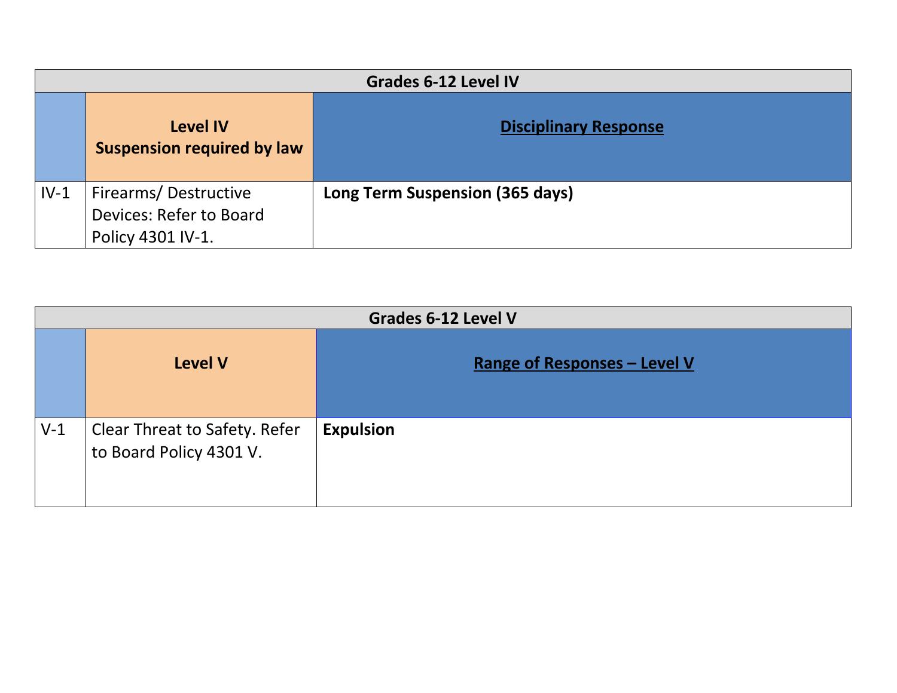| Grades 6-12 Level IV | | |
|---|---|---|
| | **Level IV**<br>**Suspension required by law** | **Disciplinary Response** |
| IV-1 | Firearms/ Destructive Devices: Refer to Board Policy 4301 IV-1. | **Long Term Suspension (365 days)** |

| Grades 6-12 Level V | | |
|---|---|---|
| | **Level V** | **Range of Responses – Level V** |
| V-1 | Clear Threat to Safety. Refer to Board Policy 4301 V. | **Expulsion** |